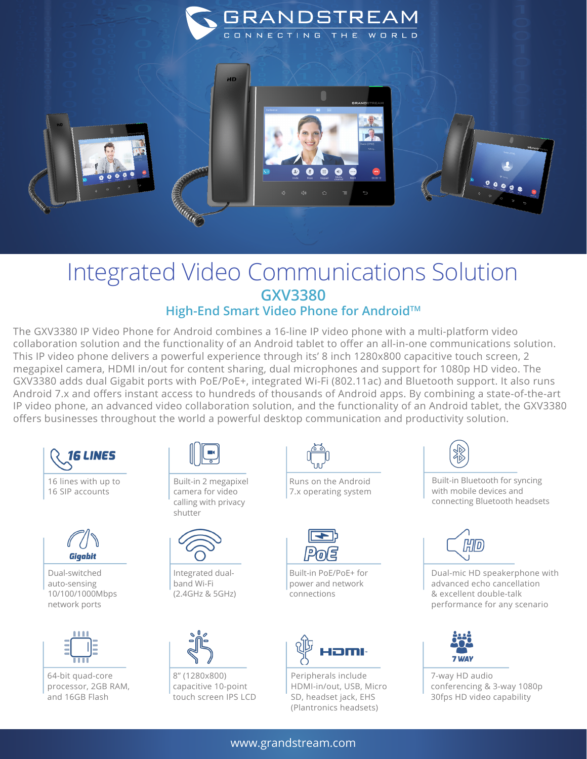# Integrated Video Communications Solution

## GXV3380

### High-End Smart Video Phone for Android™

The GXV3380 IP Video Phone for Android combines a 16-line IP video phone with a multi-platform video collaboration solution and the functionality of an Android tablet to offer an all-in-one communications solution. This IP video phone delivers a powerful experience through its' 8 inch 1280x800 capacitive touch screen, 2 megapixel camera, HDMI in/out for content sharing, dual microphones and support for 1080p HD video. The GXV3380 adds dual Gigabit ports with PoE/PoE+, integrated Wi-Fi (802.11ac) and Bluetooth support. It also runs Android 7.x and offers instant access to hundreds of thousands of Android apps. By combining a state-of-the-art IP video phone, an advanced video collaboration solution, and the functionality of an Android tablet, the GXV3380 offers businesses throughout the world a powerful desktop communication and productivity solution.

**16 LINES**

16 lines with up to 16 SIP accounts

Built-in 2 megapixel camera for video calling with privacy shutter

Runs on the Android 7.x operating system

Built-in Bluetooth for syncing with mobile devices and connecting Bluetooth headsets

**Gigabit**

Dual-switched auto-sensing 10/100/1000Mbps network ports

Integrated dual-band Wi-Fi (2.4GHz & 5GHz)

**PoE**

Built-in PoE/PoE+ for power and network connections

**HD**

Dual-mic HD speakerphone with advanced echo cancellation & excellent double-talk performance for any scenario

64-bit quad-core processor, 2GB RAM, and 16GB Flash

8" (1280x800) capacitive 10-point touch screen IPS LCD

**HDMI**

Peripherals include HDMI-in/out, USB, Micro SD, headset jack, EHS (Plantronics headsets)

**7 WAY**

7-way HD audio conferencing & 3-way 1080p 30fps HD video capability

www.grandstream.com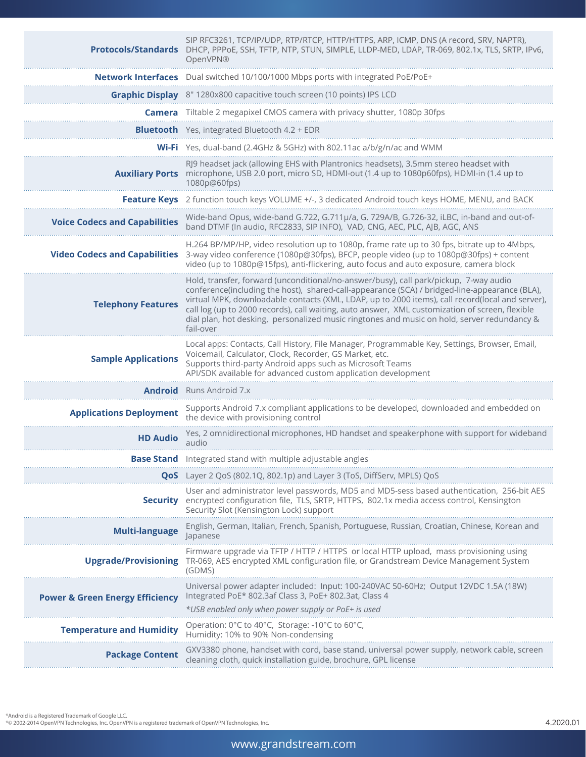| | |
|---|---|
| **Protocols/Standards** | SIP RFC3261, TCP/IP/UDP, RTP/RTCP, HTTP/HTTPS, ARP, ICMP, DNS (A record, SRV, NAPTR), DHCP, PPPoE, SSH, TFTP, NTP, STUN, SIMPLE, LLDP-MED, LDAP, TR-069, 802.1x, TLS, SRTP, IPv6, OpenVPN® |
| **Network Interfaces** | Dual switched 10/100/1000 Mbps ports with integrated PoE/PoE+ |
| **Graphic Display** | 8" 1280x800 capacitive touch screen (10 points) IPS LCD |
| **Camera** | Tiltable 2 megapixel CMOS camera with privacy shutter, 1080p 30fps |
| **Bluetooth** | Yes, integrated Bluetooth 4.2 + EDR |
| **Wi-Fi** | Yes, dual-band (2.4GHz & 5GHz) with 802.11ac a/b/g/n/ac and WMM |
| **Auxiliary Ports** | RJ9 headset jack (allowing EHS with Plantronics headsets), 3.5mm stereo headset with microphone, USB 2.0 port, micro SD, HDMI-out (1.4 up to 1080p60fps), HDMI-in (1.4 up to 1080p@60fps) |
| **Feature Keys** | 2 function touch keys VOLUME +/-, 3 dedicated Android touch keys HOME, MENU, and BACK |
| **Voice Codecs and Capabilities** | Wide-band Opus, wide-band G.722, G.711µ/a, G. 729A/B, G.726-32, iLBC, in-band and out-of-band DTMF (In audio, RFC2833, SIP INFO), VAD, CNG, AEC, PLC, AJB, AGC, ANS |
| **Video Codecs and Capabilities** | H.264 BP/MP/HP, video resolution up to 1080p, frame rate up to 30 fps, bitrate up to 4Mbps, 3-way video conference (1080p@30fps), BFCP, people video (up to 1080p@30fps) + content video (up to 1080p@15fps), anti-flickering, auto focus and auto exposure, camera block |
| **Telephony Features** | Hold, transfer, forward (unconditional/no-answer/busy), call park/pickup, 7-way audio conference(including the host), shared-call-appearance (SCA) / bridged-line-appearance (BLA), virtual MPK, downloadable contacts (XML, LDAP, up to 2000 items), call record(local and server), call log (up to 2000 records), call waiting, auto answer, XML customization of screen, flexible dial plan, hot desking, personalized music ringtones and music on hold, server redundancy & fail-over |
| **Sample Applications** | Local apps: Contacts, Call History, File Manager, Programmable Key, Settings, Browser, Email, Voicemail, Calculator, Clock, Recorder, GS Market, etc.<br>Supports third-party Android apps such as Microsoft Teams<br>API/SDK available for advanced custom application development |
| **Android** | Runs Android 7.x |
| **Applications Deployment** | Supports Android 7.x compliant applications to be developed, downloaded and embedded on the device with provisioning control |
| **HD Audio** | Yes, 2 omnidirectional microphones, HD handset and speakerphone with support for wideband audio |
| **Base Stand** | Integrated stand with multiple adjustable angles |
| **QoS** | Layer 2 QoS (802.1Q, 802.1p) and Layer 3 (ToS, DiffServ, MPLS) QoS |
| **Security** | User and administrator level passwords, MD5 and MD5-sess based authentication, 256-bit AES encrypted configuration file, TLS, SRTP, HTTPS, 802.1x media access control, Kensington Security Slot (Kensington Lock) support |
| **Multi-language** | English, German, Italian, French, Spanish, Portuguese, Russian, Croatian, Chinese, Korean and Japanese |
| **Upgrade/Provisioning** | Firmware upgrade via TFTP / HTTP / HTTPS or local HTTP upload, mass provisioning using TR-069, AES encrypted XML configuration file, or Grandstream Device Management System (GDMS) |
| **Power & Green Energy Efficiency** | Universal power adapter included: Input: 100-240VAC 50-60Hz; Output 12VDC 1.5A (18W)<br>Integrated PoE* 802.3af Class 3, PoE+ 802.3at, Class 4<br>*\*USB enabled only when power supply or PoE+ is used* |
| **Temperature and Humidity** | Operation: 0°C to 40°C, Storage: -10°C to 60°C,<br>Humidity: 10% to 90% Non-condensing |
| **Package Content** | GXV3380 phone, handset with cord, base stand, universal power supply, network cable, screen cleaning cloth, quick installation guide, brochure, GPL license |

*Android is a Registered Trademark of Google LLC.
*© 2002-2014 OpenVPN Technologies, Inc. OpenVPN is a registered trademark of OpenVPN Technologies, Inc.

4.2020.01

www.grandstream.com